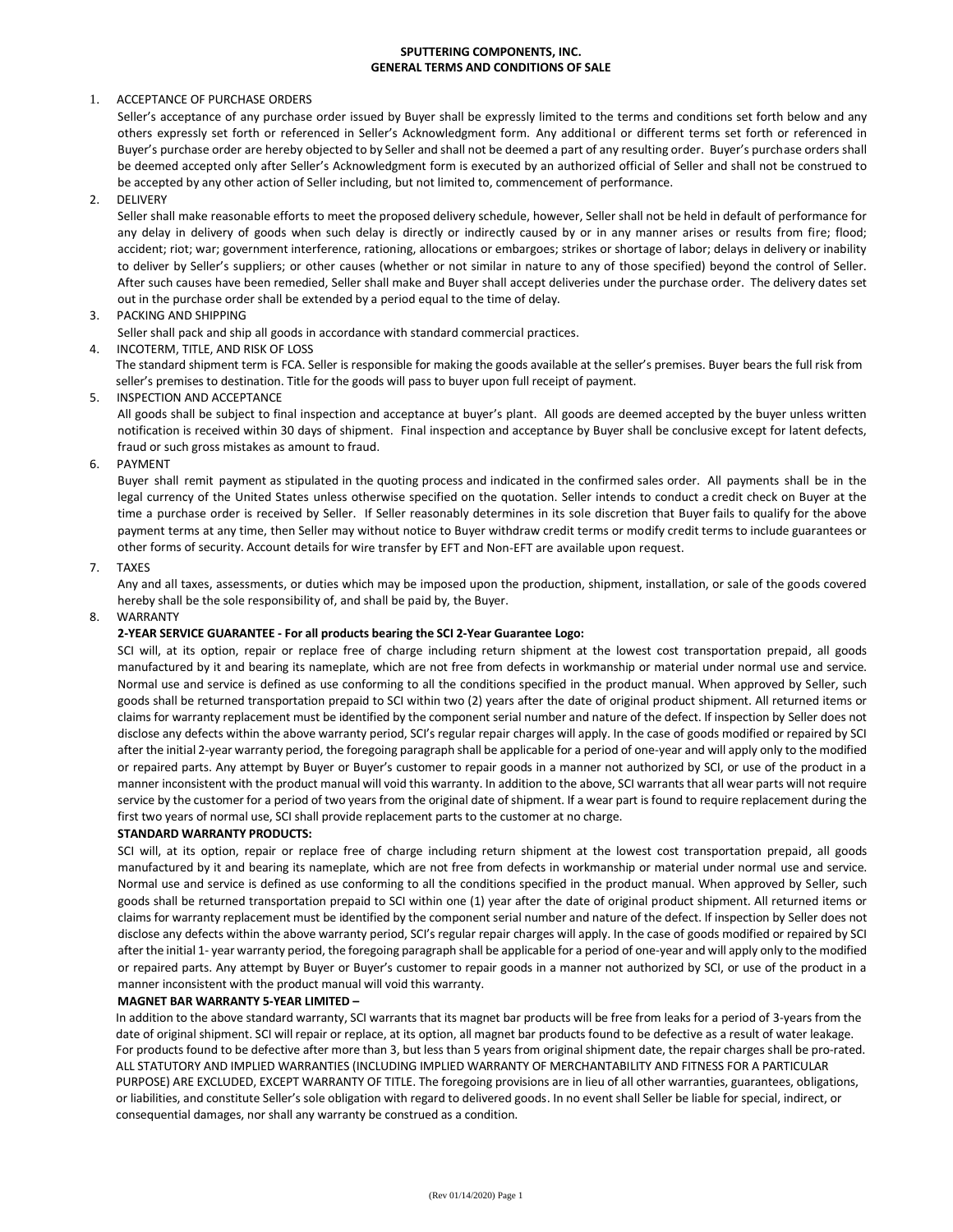# SPUTTERING COMPONENTS, INC.
## GENERAL TERMS AND CONDITIONS OF SALE

1. ACCEPTANCE OF PURCHASE ORDERS

   Seller's acceptance of any purchase order issued by Buyer shall be expressly limited to the terms and conditions set forth below and any others expressly set forth or referenced in Seller's Acknowledgment form. Any additional or different terms set forth or referenced in Buyer's purchase order are hereby objected to by Seller and shall not be deemed a part of any resulting order. Buyer's purchase orders shall be deemed accepted only after Seller's Acknowledgment form is executed by an authorized official of Seller and shall not be construed to be accepted by any other action of Seller including, but not limited to, commencement of performance.

2. DELIVERY

   Seller shall make reasonable efforts to meet the proposed delivery schedule, however, Seller shall not be held in default of performance for any delay in delivery of goods when such delay is directly or indirectly caused by or in any manner arises or results from fire; flood; accident; riot; war; government interference, rationing, allocations or embargoes; strikes or shortage of labor; delays in delivery or inability to deliver by Seller's suppliers; or other causes (whether or not similar in nature to any of those specified) beyond the control of Seller. After such causes have been remedied, Seller shall make and Buyer shall accept deliveries under the purchase order. The delivery dates set out in the purchase order shall be extended by a period equal to the time of delay.

3. PACKING AND SHIPPING

   Seller shall pack and ship all goods in accordance with standard commercial practices.

4. INCOTERM, TITLE, AND RISK OF LOSS

   The standard shipment term is FCA. Seller is responsible for making the goods available at the seller's premises. Buyer bears the full risk from seller's premises to destination. Title for the goods will pass to buyer upon full receipt of payment.

5. INSPECTION AND ACCEPTANCE

   All goods shall be subject to final inspection and acceptance at buyer's plant. All goods are deemed accepted by the buyer unless written notification is received within 30 days of shipment. Final inspection and acceptance by Buyer shall be conclusive except for latent defects, fraud or such gross mistakes as amount to fraud.

6. PAYMENT

   Buyer shall remit payment as stipulated in the quoting process and indicated in the confirmed sales order. All payments shall be in the legal currency of the United States unless otherwise specified on the quotation. Seller intends to conduct a credit check on Buyer at the time a purchase order is received by Seller. If Seller reasonably determines in its sole discretion that Buyer fails to qualify for the above payment terms at any time, then Seller may without notice to Buyer withdraw credit terms or modify credit terms to include guarantees or other forms of security. Account details for wire transfer by EFT and Non-EFT are available upon request.

7. TAXES

   Any and all taxes, assessments, or duties which may be imposed upon the production, shipment, installation, or sale of the goods covered hereby shall be the sole responsibility of, and shall be paid by, the Buyer.

8. WARRANTY

   **2-YEAR SERVICE GUARANTEE - For all products bearing the SCI 2-Year Guarantee Logo:**

   SCI will, at its option, repair or replace free of charge including return shipment at the lowest cost transportation prepaid, all goods manufactured by it and bearing its nameplate, which are not free from defects in workmanship or material under normal use and service. Normal use and service is defined as use conforming to all the conditions specified in the product manual. When approved by Seller, such goods shall be returned transportation prepaid to SCI within two (2) years after the date of original product shipment. All returned items or claims for warranty replacement must be identified by the component serial number and nature of the defect. If inspection by Seller does not disclose any defects within the above warranty period, SCI's regular repair charges will apply. In the case of goods modified or repaired by SCI after the initial 2-year warranty period, the foregoing paragraph shall be applicable for a period of one-year and will apply only to the modified or repaired parts. Any attempt by Buyer or Buyer's customer to repair goods in a manner not authorized by SCI, or use of the product in a manner inconsistent with the product manual will void this warranty. In addition to the above, SCI warrants that all wear parts will not require service by the customer for a period of two years from the original date of shipment. If a wear part is found to require replacement during the first two years of normal use, SCI shall provide replacement parts to the customer at no charge.

   **STANDARD WARRANTY PRODUCTS:**

   SCI will, at its option, repair or replace free of charge including return shipment at the lowest cost transportation prepaid, all goods manufactured by it and bearing its nameplate, which are not free from defects in workmanship or material under normal use and service. Normal use and service is defined as use conforming to all the conditions specified in the product manual. When approved by Seller, such goods shall be returned transportation prepaid to SCI within one (1) year after the date of original product shipment. All returned items or claims for warranty replacement must be identified by the component serial number and nature of the defect. If inspection by Seller does not disclose any defects within the above warranty period, SCI's regular repair charges will apply. In the case of goods modified or repaired by SCI after the initial 1- year warranty period, the foregoing paragraph shall be applicable for a period of one-year and will apply only to the modified or repaired parts. Any attempt by Buyer or Buyer's customer to repair goods in a manner not authorized by SCI, or use of the product in a manner inconsistent with the product manual will void this warranty.

   **MAGNET BAR WARRANTY 5-YEAR LIMITED –**

   In addition to the above standard warranty, SCI warrants that its magnet bar products will be free from leaks for a period of 3-years from the date of original shipment. SCI will repair or replace, at its option, all magnet bar products found to be defective as a result of water leakage. For products found to be defective after more than 3, but less than 5 years from original shipment date, the repair charges shall be pro-rated. ALL STATUTORY AND IMPLIED WARRANTIES (INCLUDING IMPLIED WARRANTY OF MERCHANTABILITY AND FITNESS FOR A PARTICULAR PURPOSE) ARE EXCLUDED, EXCEPT WARRANTY OF TITLE. The foregoing provisions are in lieu of all other warranties, guarantees, obligations, or liabilities, and constitute Seller's sole obligation with regard to delivered goods. In no event shall Seller be liable for special, indirect, or consequential damages, nor shall any warranty be construed as a condition.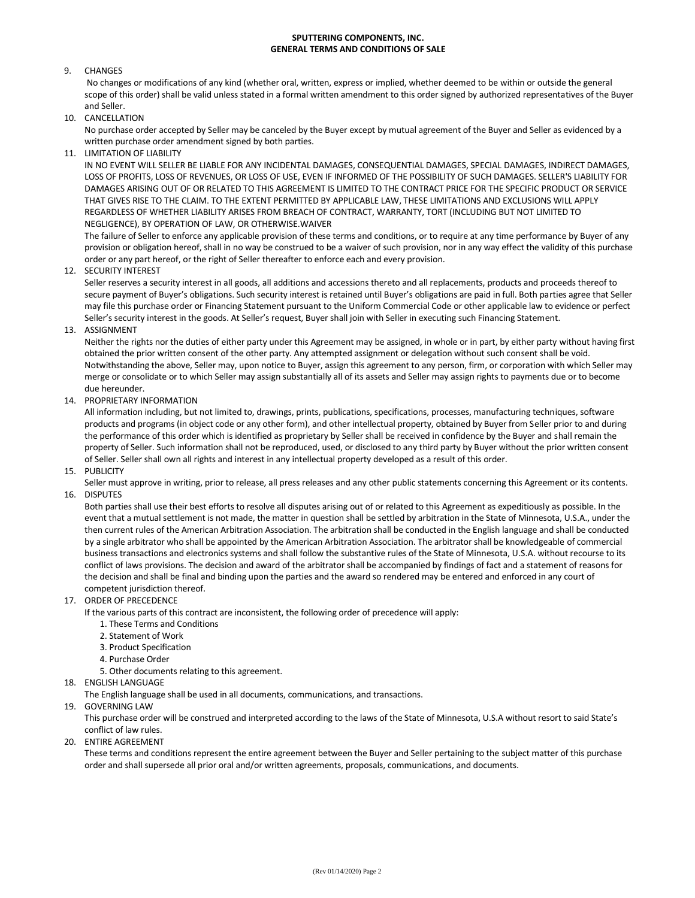**SPUTTERING COMPONENTS, INC.**
**GENERAL TERMS AND CONDITIONS OF SALE**

9. CHANGES
   No changes or modifications of any kind (whether oral, written, express or implied, whether deemed to be within or outside the general scope of this order) shall be valid unless stated in a formal written amendment to this order signed by authorized representatives of the Buyer and Seller.

10. CANCELLATION
    No purchase order accepted by Seller may be canceled by the Buyer except by mutual agreement of the Buyer and Seller as evidenced by a written purchase order amendment signed by both parties.

11. LIMITATION OF LIABILITY
    IN NO EVENT WILL SELLER BE LIABLE FOR ANY INCIDENTAL DAMAGES, CONSEQUENTIAL DAMAGES, SPECIAL DAMAGES, INDIRECT DAMAGES, LOSS OF PROFITS, LOSS OF REVENUES, OR LOSS OF USE, EVEN IF INFORMED OF THE POSSIBILITY OF SUCH DAMAGES. SELLER'S LIABILITY FOR DAMAGES ARISING OUT OF OR RELATED TO THIS AGREEMENT IS LIMITED TO THE CONTRACT PRICE FOR THE SPECIFIC PRODUCT OR SERVICE THAT GIVES RISE TO THE CLAIM. TO THE EXTENT PERMITTED BY APPLICABLE LAW, THESE LIMITATIONS AND EXCLUSIONS WILL APPLY REGARDLESS OF WHETHER LIABILITY ARISES FROM BREACH OF CONTRACT, WARRANTY, TORT (INCLUDING BUT NOT LIMITED TO NEGLIGENCE), BY OPERATION OF LAW, OR OTHERWISE.WAIVER
    The failure of Seller to enforce any applicable provision of these terms and conditions, or to require at any time performance by Buyer of any provision or obligation hereof, shall in no way be construed to be a waiver of such provision, nor in any way effect the validity of this purchase order or any part hereof, or the right of Seller thereafter to enforce each and every provision.

12. SECURITY INTEREST
    Seller reserves a security interest in all goods, all additions and accessions thereto and all replacements, products and proceeds thereof to secure payment of Buyer's obligations. Such security interest is retained until Buyer's obligations are paid in full. Both parties agree that Seller may file this purchase order or Financing Statement pursuant to the Uniform Commercial Code or other applicable law to evidence or perfect Seller's security interest in the goods. At Seller's request, Buyer shall join with Seller in executing such Financing Statement.

13. ASSIGNMENT
    Neither the rights nor the duties of either party under this Agreement may be assigned, in whole or in part, by either party without having first obtained the prior written consent of the other party. Any attempted assignment or delegation without such consent shall be void. Notwithstanding the above, Seller may, upon notice to Buyer, assign this agreement to any person, firm, or corporation with which Seller may merge or consolidate or to which Seller may assign substantially all of its assets and Seller may assign rights to payments due or to become due hereunder.

14. PROPRIETARY INFORMATION
    All information including, but not limited to, drawings, prints, publications, specifications, processes, manufacturing techniques, software products and programs (in object code or any other form), and other intellectual property, obtained by Buyer from Seller prior to and during the performance of this order which is identified as proprietary by Seller shall be received in confidence by the Buyer and shall remain the property of Seller. Such information shall not be reproduced, used, or disclosed to any third party by Buyer without the prior written consent of Seller. Seller shall own all rights and interest in any intellectual property developed as a result of this order.

15. PUBLICITY
    Seller must approve in writing, prior to release, all press releases and any other public statements concerning this Agreement or its contents.

16. DISPUTES
    Both parties shall use their best efforts to resolve all disputes arising out of or related to this Agreement as expeditiously as possible. In the event that a mutual settlement is not made, the matter in question shall be settled by arbitration in the State of Minnesota, U.S.A., under the then current rules of the American Arbitration Association. The arbitration shall be conducted in the English language and shall be conducted by a single arbitrator who shall be appointed by the American Arbitration Association. The arbitrator shall be knowledgeable of commercial business transactions and electronics systems and shall follow the substantive rules of the State of Minnesota, U.S.A. without recourse to its conflict of laws provisions. The decision and award of the arbitrator shall be accompanied by findings of fact and a statement of reasons for the decision and shall be final and binding upon the parties and the award so rendered may be entered and enforced in any court of competent jurisdiction thereof.

17. ORDER OF PRECEDENCE
    If the various parts of this contract are inconsistent, the following order of precedence will apply:
    1. These Terms and Conditions
    2. Statement of Work
    3. Product Specification
    4. Purchase Order
    5. Other documents relating to this agreement.

18. ENGLISH LANGUAGE
    The English language shall be used in all documents, communications, and transactions.

19. GOVERNING LAW
    This purchase order will be construed and interpreted according to the laws of the State of Minnesota, U.S.A without resort to said State's conflict of law rules.

20. ENTIRE AGREEMENT
    These terms and conditions represent the entire agreement between the Buyer and Seller pertaining to the subject matter of this purchase order and shall supersede all prior oral and/or written agreements, proposals, communications, and documents.

(Rev 01/14/2020)